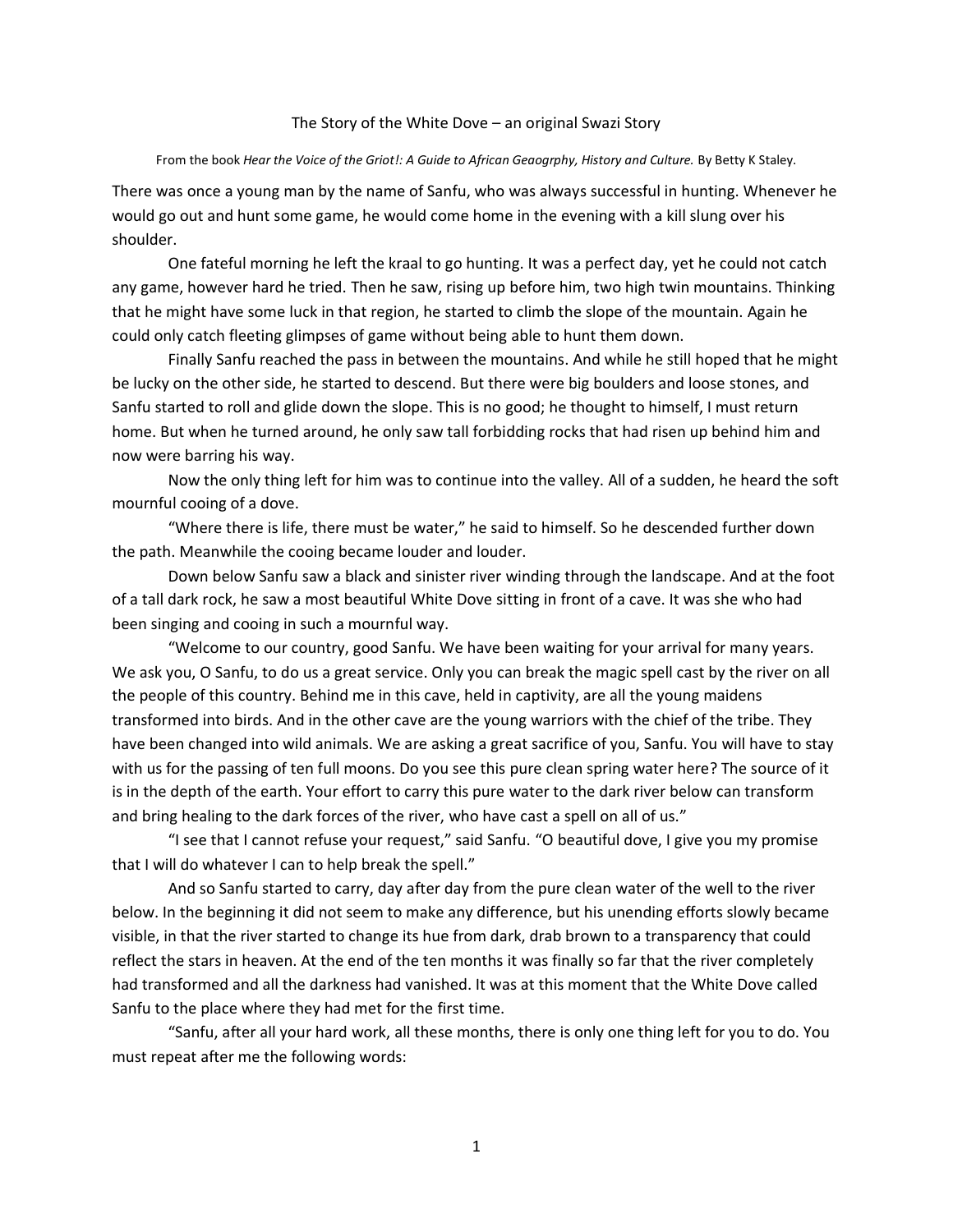# The Story of the White Dove – an original Swazi Story

From the book *Hear the Voice of the Griot!: A Guide to African Geaogrphy, History and Culture.* By Betty K Staley.

There was once a young man by the name of Sanfu, who was always successful in hunting. Whenever he would go out and hunt some game, he would come home in the evening with a kill slung over his shoulder.

One fateful morning he left the kraal to go hunting. It was a perfect day, yet he could not catch any game, however hard he tried. Then he saw, rising up before him, two high twin mountains. Thinking that he might have some luck in that region, he started to climb the slope of the mountain. Again he could only catch fleeting glimpses of game without being able to hunt them down.

Finally Sanfu reached the pass in between the mountains. And while he still hoped that he might be lucky on the other side, he started to descend. But there were big boulders and loose stones, and Sanfu started to roll and glide down the slope. This is no good; he thought to himself, I must return home. But when he turned around, he only saw tall forbidding rocks that had risen up behind him and now were barring his way.

Now the only thing left for him was to continue into the valley. All of a sudden, he heard the soft mournful cooing of a dove.

"Where there is life, there must be water," he said to himself. So he descended further down the path. Meanwhile the cooing became louder and louder.

Down below Sanfu saw a black and sinister river winding through the landscape. And at the foot of a tall dark rock, he saw a most beautiful White Dove sitting in front of a cave. It was she who had been singing and cooing in such a mournful way.

"Welcome to our country, good Sanfu. We have been waiting for your arrival for many years. We ask you, O Sanfu, to do us a great service. Only you can break the magic spell cast by the river on all the people of this country. Behind me in this cave, held in captivity, are all the young maidens transformed into birds. And in the other cave are the young warriors with the chief of the tribe. They have been changed into wild animals. We are asking a great sacrifice of you, Sanfu. You will have to stay with us for the passing of ten full moons. Do you see this pure clean spring water here? The source of it is in the depth of the earth. Your effort to carry this pure water to the dark river below can transform and bring healing to the dark forces of the river, who have cast a spell on all of us."

"I see that I cannot refuse your request," said Sanfu. "O beautiful dove, I give you my promise that I will do whatever I can to help break the spell."

And so Sanfu started to carry, day after day from the pure clean water of the well to the river below. In the beginning it did not seem to make any difference, but his unending efforts slowly became visible, in that the river started to change its hue from dark, drab brown to a transparency that could reflect the stars in heaven. At the end of the ten months it was finally so far that the river completely had transformed and all the darkness had vanished. It was at this moment that the White Dove called Sanfu to the place where they had met for the first time.

"Sanfu, after all your hard work, all these months, there is only one thing left for you to do. You must repeat after me the following words: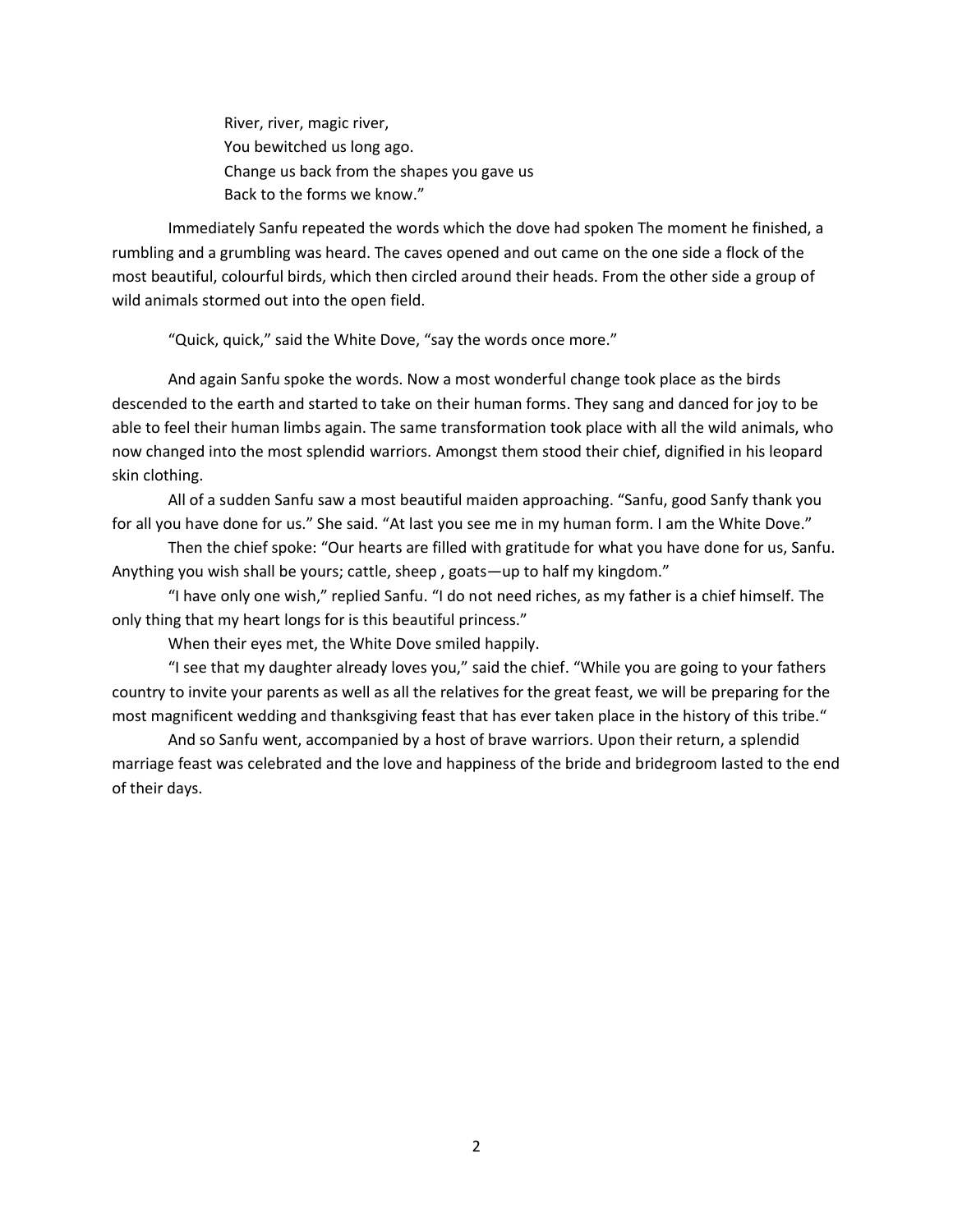River, river, magic river,  
You bewitched us long ago.  
Change us back from the shapes you gave us  
Back to the forms we know."

Immediately Sanfu repeated the words which the dove had spoken The moment he finished, a rumbling and a grumbling was heard. The caves opened and out came on the one side a flock of the most beautiful, colourful birds, which then circled around their heads. From the other side a group of wild animals stormed out into the open field.

"Quick, quick," said the White Dove, "say the words once more."

And again Sanfu spoke the words. Now a most wonderful change took place as the birds descended to the earth and started to take on their human forms. They sang and danced for joy to be able to feel their human limbs again. The same transformation took place with all the wild animals, who now changed into the most splendid warriors. Amongst them stood their chief, dignified in his leopard skin clothing.

All of a sudden Sanfu saw a most beautiful maiden approaching. "Sanfu, good Sanfy thank you for all you have done for us." She said. "At last you see me in my human form. I am the White Dove."

Then the chief spoke: "Our hearts are filled with gratitude for what you have done for us, Sanfu. Anything you wish shall be yours; cattle, sheep , goats—up to half my kingdom."

"I have only one wish," replied Sanfu. "I do not need riches, as my father is a chief himself. The only thing that my heart longs for is this beautiful princess."

When their eyes met, the White Dove smiled happily.

"I see that my daughter already loves you," said the chief. "While you are going to your fathers country to invite your parents as well as all the relatives for the great feast, we will be preparing for the most magnificent wedding and thanksgiving feast that has ever taken place in the history of this tribe."

And so Sanfu went, accompanied by a host of brave warriors. Upon their return, a splendid marriage feast was celebrated and the love and happiness of the bride and bridegroom lasted to the end of their days.